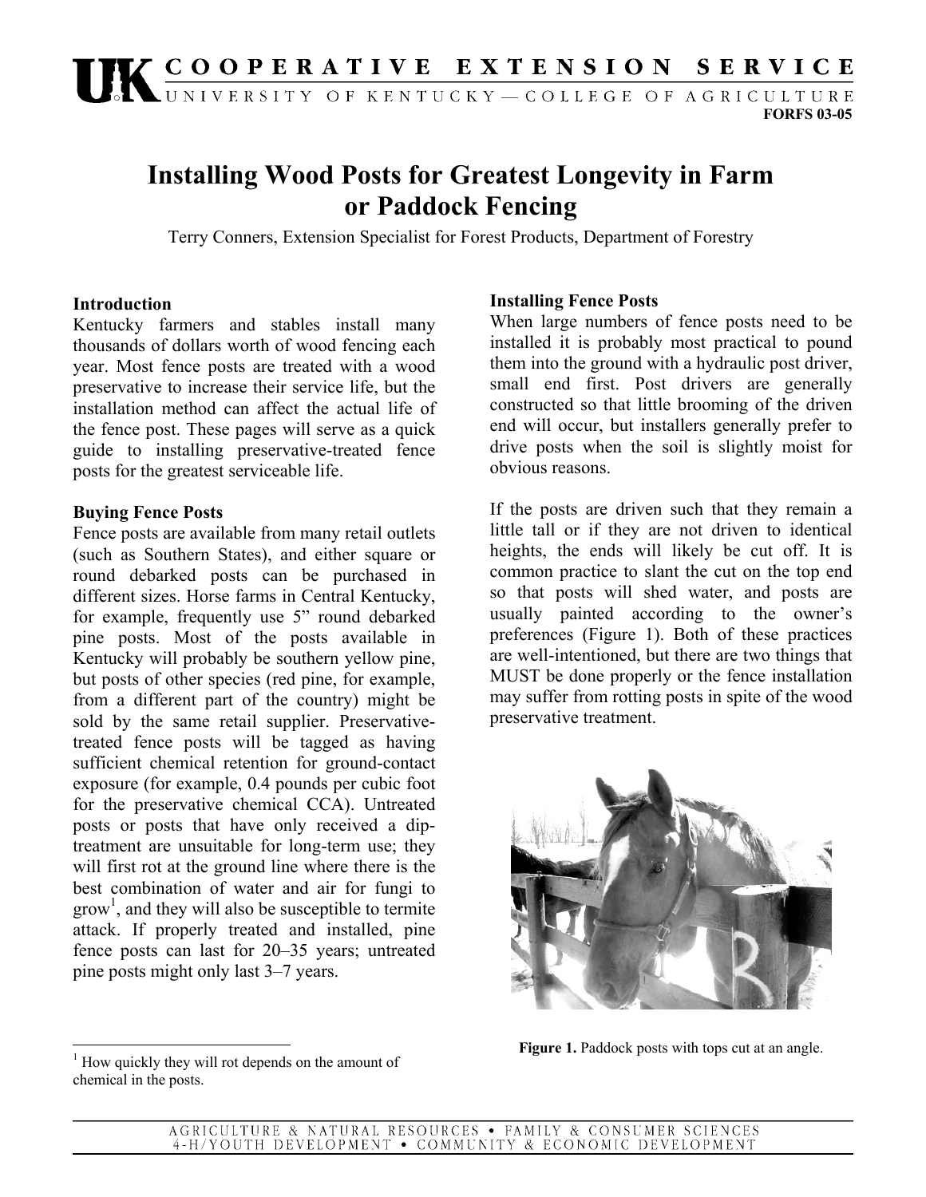UK COOPERATIVE EXTENSION SERVICE

UNIVERSITY OF KENTUCKY—COLLEGE OF AGRICULTURE

FORFS 03-05

# Installing Wood Posts for Greatest Longevity in Farm or Paddock Fencing

Terry Conners, Extension Specialist for Forest Products, Department of Forestry

## Introduction

Kentucky farmers and stables install many thousands of dollars worth of wood fencing each year. Most fence posts are treated with a wood preservative to increase their service life, but the installation method can affect the actual life of the fence post. These pages will serve as a quick guide to installing preservative-treated fence posts for the greatest serviceable life.

## Buying Fence Posts

Fence posts are available from many retail outlets (such as Southern States), and either square or round debarked posts can be purchased in different sizes. Horse farms in Central Kentucky, for example, frequently use 5" round debarked pine posts. Most of the posts available in Kentucky will probably be southern yellow pine, but posts of other species (red pine, for example, from a different part of the country) might be sold by the same retail supplier. Preservative-treated fence posts will be tagged as having sufficient chemical retention for ground-contact exposure (for example, 0.4 pounds per cubic foot for the preservative chemical CCA). Untreated posts or posts that have only received a dip-treatment are unsuitable for long-term use; they will first rot at the ground line where there is the best combination of water and air for fungi to grow[1], and they will also be susceptible to termite attack. If properly treated and installed, pine fence posts can last for 20–35 years; untreated pine posts might only last 3–7 years.

[1] How quickly they will rot depends on the amount of chemical in the posts.

## Installing Fence Posts

When large numbers of fence posts need to be installed it is probably most practical to pound them into the ground with a hydraulic post driver, small end first. Post drivers are generally constructed so that little brooming of the driven end will occur, but installers generally prefer to drive posts when the soil is slightly moist for obvious reasons.

If the posts are driven such that they remain a little tall or if they are not driven to identical heights, the ends will likely be cut off. It is common practice to slant the cut on the top end so that posts will shed water, and posts are usually painted according to the owner's preferences (Figure 1). Both of these practices are well-intentioned, but there are two things that MUST be done properly or the fence installation may suffer from rotting posts in spite of the wood preservative treatment.

**Figure 1.** Paddock posts with tops cut at an angle.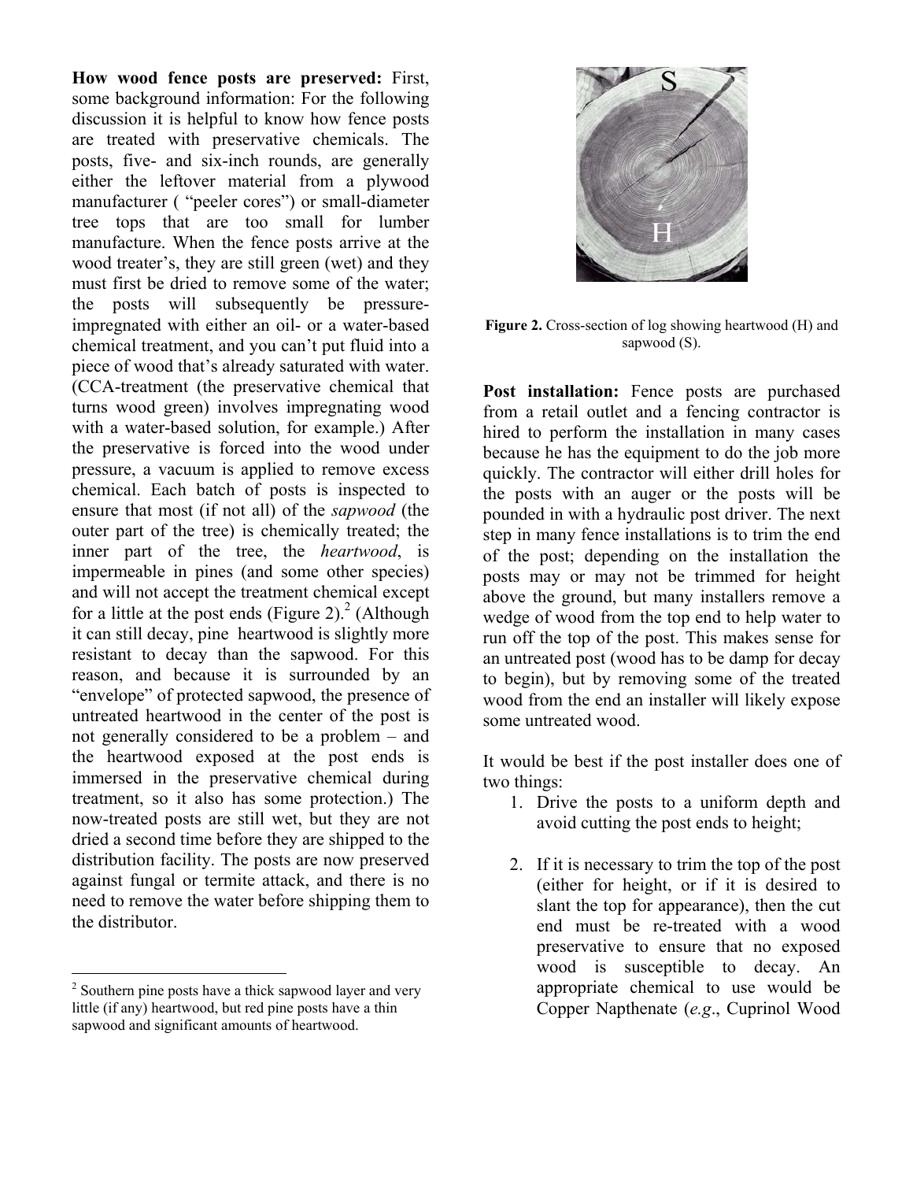**How wood fence posts are preserved:** First, some background information: For the following discussion it is helpful to know how fence posts are treated with preservative chemicals. The posts, five- and six-inch rounds, are generally either the leftover material from a plywood manufacturer ( "peeler cores") or small-diameter tree tops that are too small for lumber manufacture. When the fence posts arrive at the wood treater's, they are still green (wet) and they must first be dried to remove some of the water; the posts will subsequently be pressure-impregnated with either an oil- or a water-based chemical treatment, and you can't put fluid into a piece of wood that's already saturated with water. (CCA-treatment (the preservative chemical that turns wood green) involves impregnating wood with a water-based solution, for example.) After the preservative is forced into the wood under pressure, a vacuum is applied to remove excess chemical. Each batch of posts is inspected to ensure that most (if not all) of the *sapwood* (the outer part of the tree) is chemically treated; the inner part of the tree, the *heartwood*, is impermeable in pines (and some other species) and will not accept the treatment chemical except for a little at the post ends (Figure 2).[2] (Although it can still decay, pine heartwood is slightly more resistant to decay than the sapwood. For this reason, and because it is surrounded by an "envelope" of protected sapwood, the presence of untreated heartwood in the center of the post is not generally considered to be a problem – and the heartwood exposed at the post ends is immersed in the preservative chemical during treatment, so it also has some protection.) The now-treated posts are still wet, but they are not dried a second time before they are shipped to the distribution facility. The posts are now preserved against fungal or termite attack, and there is no need to remove the water before shipping them to the distributor.

**Figure 2.** Cross-section of log showing heartwood (H) and sapwood (S).

**Post installation:** Fence posts are purchased from a retail outlet and a fencing contractor is hired to perform the installation in many cases because he has the equipment to do the job more quickly. The contractor will either drill holes for the posts with an auger or the posts will be pounded in with a hydraulic post driver. The next step in many fence installations is to trim the end of the post; depending on the installation the posts may or may not be trimmed for height above the ground, but many installers remove a wedge of wood from the top end to help water to run off the top of the post. This makes sense for an untreated post (wood has to be damp for decay to begin), but by removing some of the treated wood from the end an installer will likely expose some untreated wood.

It would be best if the post installer does one of two things:

1. Drive the posts to a uniform depth and avoid cutting the post ends to height;

2. If it is necessary to trim the top of the post (either for height, or if it is desired to slant the top for appearance), then the cut end must be re-treated with a wood preservative to ensure that no exposed wood is susceptible to decay. An appropriate chemical to use would be Copper Napthenate (*e.g*., Cuprinol Wood

---

[2] Southern pine posts have a thick sapwood layer and very little (if any) heartwood, but red pine posts have a thin sapwood and significant amounts of heartwood.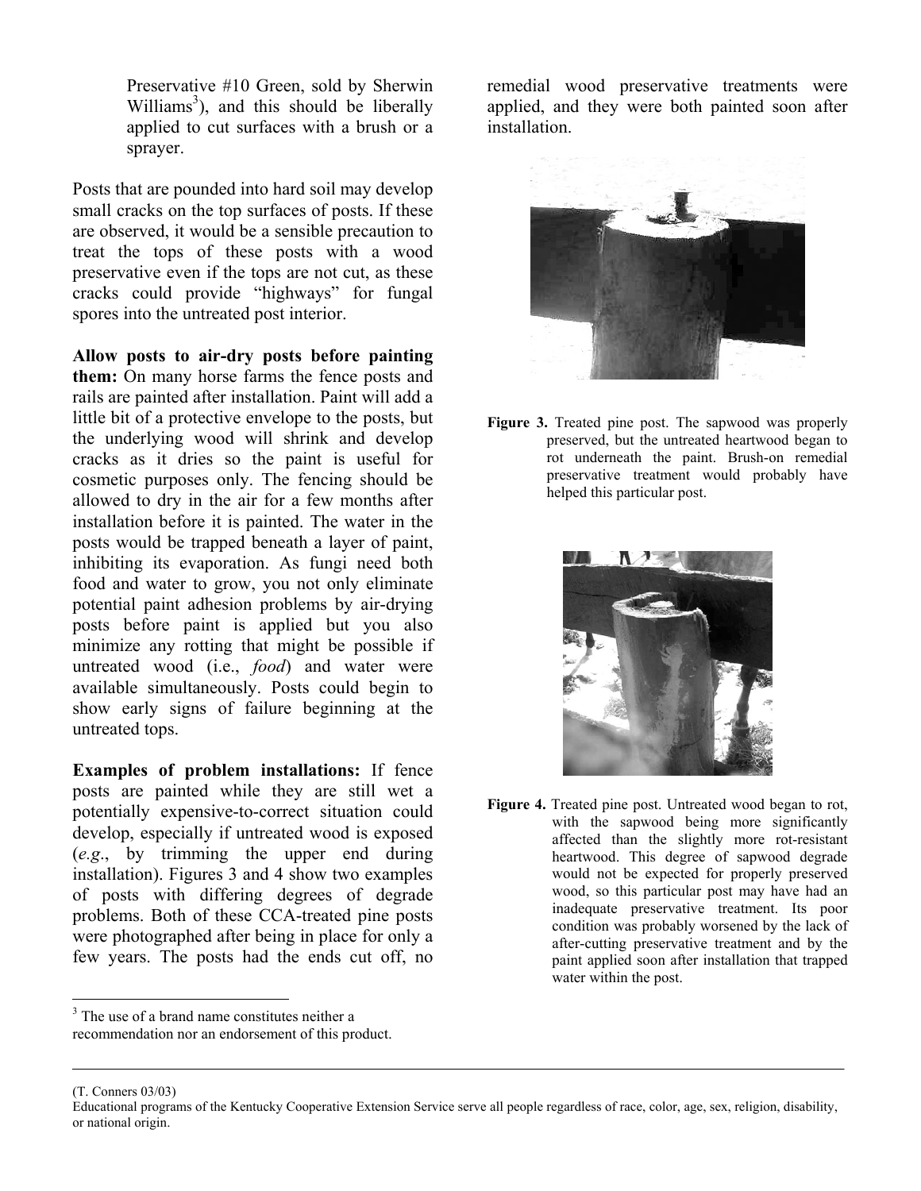Preservative #10 Green, sold by Sherwin Williams[3]), and this should be liberally applied to cut surfaces with a brush or a sprayer.

Posts that are pounded into hard soil may develop small cracks on the top surfaces of posts. If these are observed, it would be a sensible precaution to treat the tops of these posts with a wood preservative even if the tops are not cut, as these cracks could provide "highways" for fungal spores into the untreated post interior.

**Allow posts to air-dry posts before painting them:** On many horse farms the fence posts and rails are painted after installation. Paint will add a little bit of a protective envelope to the posts, but the underlying wood will shrink and develop cracks as it dries so the paint is useful for cosmetic purposes only. The fencing should be allowed to dry in the air for a few months after installation before it is painted. The water in the posts would be trapped beneath a layer of paint, inhibiting its evaporation. As fungi need both food and water to grow, you not only eliminate potential paint adhesion problems by air-drying posts before paint is applied but you also minimize any rotting that might be possible if untreated wood (i.e., *food*) and water were available simultaneously. Posts could begin to show early signs of failure beginning at the untreated tops.

**Examples of problem installations:** If fence posts are painted while they are still wet a potentially expensive-to-correct situation could develop, especially if untreated wood is exposed (*e.g.*, by trimming the upper end during installation). Figures 3 and 4 show two examples of posts with differing degrees of degrade problems. Both of these CCA-treated pine posts were photographed after being in place for only a few years. The posts had the ends cut off, no remedial wood preservative treatments were applied, and they were both painted soon after installation.

**Figure 3.** Treated pine post. The sapwood was properly preserved, but the untreated heartwood began to rot underneath the paint. Brush-on remedial preservative treatment would probably have helped this particular post.

**Figure 4.** Treated pine post. Untreated wood began to rot, with the sapwood being more significantly affected than the slightly more rot-resistant heartwood. This degree of sapwood degrade would not be expected for properly preserved wood, so this particular post may have had an inadequate preservative treatment. Its poor condition was probably worsened by the lack of after-cutting preservative treatment and by the paint applied soon after installation that trapped water within the post.

[3] The use of a brand name constitutes neither a recommendation nor an endorsement of this product.

(T. Conners 03/03)

Educational programs of the Kentucky Cooperative Extension Service serve all people regardless of race, color, age, sex, religion, disability, or national origin.